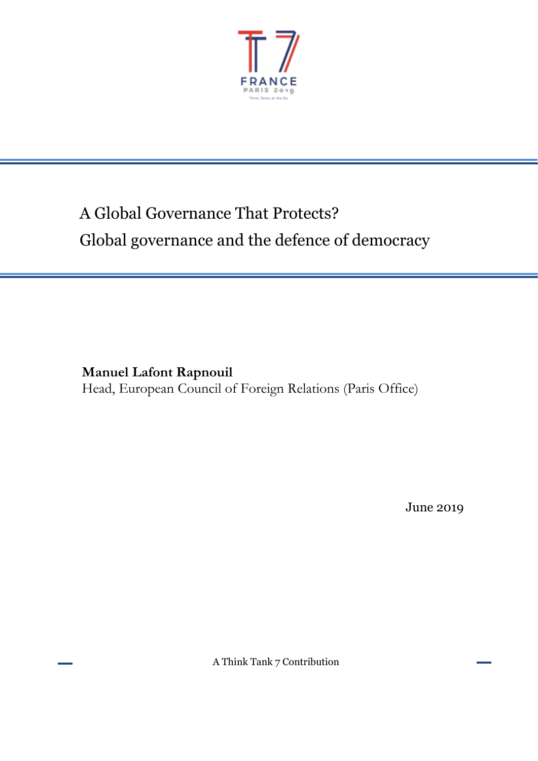T7 FRANCE

PARIS 2019

Think Tanks at the G7

# A Global Governance That Protects?
# Global governance and the defence of democracy

**Manuel Lafont Rapnouil**
Head, European Council of Foreign Relations (Paris Office)

June 2019

A Think Tank 7 Contribution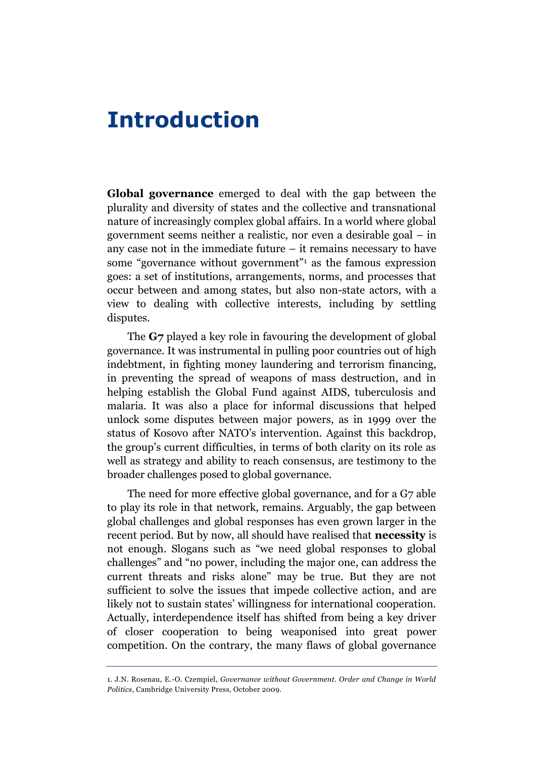# Introduction

**Global governance** emerged to deal with the gap between the plurality and diversity of states and the collective and transnational nature of increasingly complex global affairs. In a world where global government seems neither a realistic, nor even a desirable goal – in any case not in the immediate future – it remains necessary to have some "governance without government"[1] as the famous expression goes: a set of institutions, arrangements, norms, and processes that occur between and among states, but also non-state actors, with a view to dealing with collective interests, including by settling disputes.

The **G7** played a key role in favouring the development of global governance. It was instrumental in pulling poor countries out of high indebtment, in fighting money laundering and terrorism financing, in preventing the spread of weapons of mass destruction, and in helping establish the Global Fund against AIDS, tuberculosis and malaria. It was also a place for informal discussions that helped unlock some disputes between major powers, as in 1999 over the status of Kosovo after NATO's intervention. Against this backdrop, the group's current difficulties, in terms of both clarity on its role as well as strategy and ability to reach consensus, are testimony to the broader challenges posed to global governance.

The need for more effective global governance, and for a G7 able to play its role in that network, remains. Arguably, the gap between global challenges and global responses has even grown larger in the recent period. But by now, all should have realised that **necessity** is not enough. Slogans such as "we need global responses to global challenges" and "no power, including the major one, can address the current threats and risks alone" may be true. But they are not sufficient to solve the issues that impede collective action, and are likely not to sustain states' willingness for international cooperation. Actually, interdependence itself has shifted from being a key driver of closer cooperation to being weaponised into great power competition. On the contrary, the many flaws of global governance

1. J.N. Rosenau, E.-O. Czempiel, *Governance without Government. Order and Change in World Politics*, Cambridge University Press, October 2009.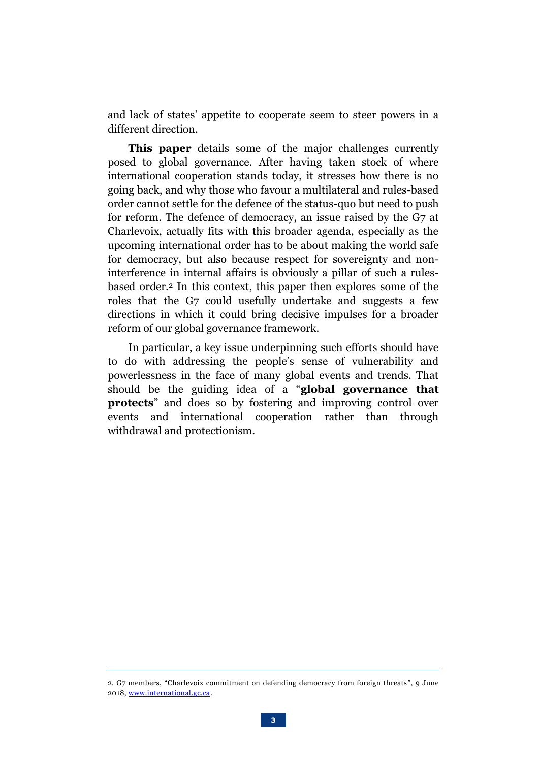and lack of states' appetite to cooperate seem to steer powers in a different direction.

**This paper** details some of the major challenges currently posed to global governance. After having taken stock of where international cooperation stands today, it stresses how there is no going back, and why those who favour a multilateral and rules-based order cannot settle for the defence of the status-quo but need to push for reform. The defence of democracy, an issue raised by the G7 at Charlevoix, actually fits with this broader agenda, especially as the upcoming international order has to be about making the world safe for democracy, but also because respect for sovereignty and non-interference in internal affairs is obviously a pillar of such a rules-based order.[2] In this context, this paper then explores some of the roles that the G7 could usefully undertake and suggests a few directions in which it could bring decisive impulses for a broader reform of our global governance framework.

In particular, a key issue underpinning such efforts should have to do with addressing the people's sense of vulnerability and powerlessness in the face of many global events and trends. That should be the guiding idea of a "**global governance that protects**" and does so by fostering and improving control over events and international cooperation rather than through withdrawal and protectionism.

2. G7 members, "Charlevoix commitment on defending democracy from foreign threats", 9 June 2018, www.international.gc.ca.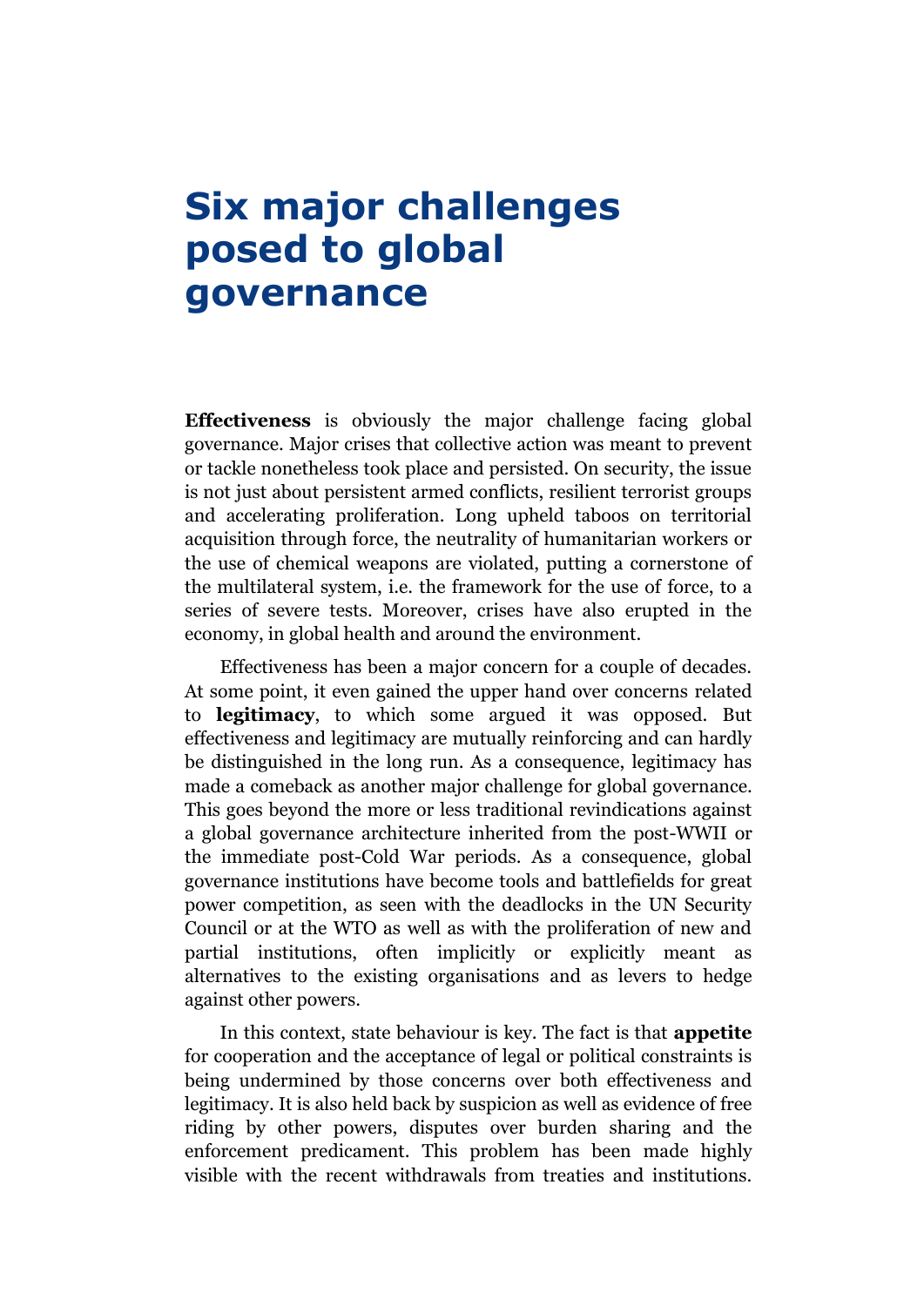# Six major challenges posed to global governance

**Effectiveness** is obviously the major challenge facing global governance. Major crises that collective action was meant to prevent or tackle nonetheless took place and persisted. On security, the issue is not just about persistent armed conflicts, resilient terrorist groups and accelerating proliferation. Long upheld taboos on territorial acquisition through force, the neutrality of humanitarian workers or the use of chemical weapons are violated, putting a cornerstone of the multilateral system, i.e. the framework for the use of force, to a series of severe tests. Moreover, crises have also erupted in the economy, in global health and around the environment.

Effectiveness has been a major concern for a couple of decades. At some point, it even gained the upper hand over concerns related to **legitimacy**, to which some argued it was opposed. But effectiveness and legitimacy are mutually reinforcing and can hardly be distinguished in the long run. As a consequence, legitimacy has made a comeback as another major challenge for global governance. This goes beyond the more or less traditional revindications against a global governance architecture inherited from the post-WWII or the immediate post-Cold War periods. As a consequence, global governance institutions have become tools and battlefields for great power competition, as seen with the deadlocks in the UN Security Council or at the WTO as well as with the proliferation of new and partial institutions, often implicitly or explicitly meant as alternatives to the existing organisations and as levers to hedge against other powers.

In this context, state behaviour is key. The fact is that **appetite** for cooperation and the acceptance of legal or political constraints is being undermined by those concerns over both effectiveness and legitimacy. It is also held back by suspicion as well as evidence of free riding by other powers, disputes over burden sharing and the enforcement predicament. This problem has been made highly visible with the recent withdrawals from treaties and institutions.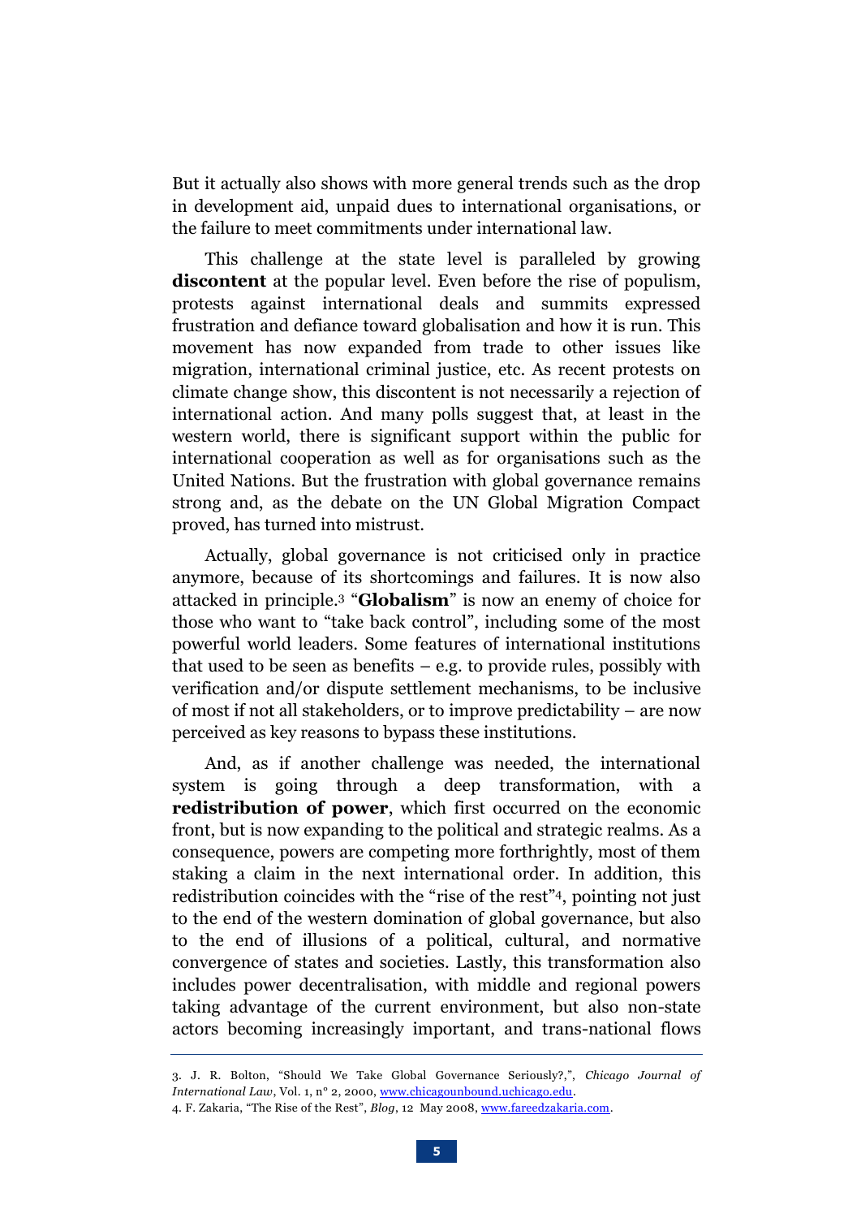But it actually also shows with more general trends such as the drop in development aid, unpaid dues to international organisations, or the failure to meet commitments under international law.

This challenge at the state level is paralleled by growing **discontent** at the popular level. Even before the rise of populism, protests against international deals and summits expressed frustration and defiance toward globalisation and how it is run. This movement has now expanded from trade to other issues like migration, international criminal justice, etc. As recent protests on climate change show, this discontent is not necessarily a rejection of international action. And many polls suggest that, at least in the western world, there is significant support within the public for international cooperation as well as for organisations such as the United Nations. But the frustration with global governance remains strong and, as the debate on the UN Global Migration Compact proved, has turned into mistrust.

Actually, global governance is not criticised only in practice anymore, because of its shortcomings and failures. It is now also attacked in principle.[3] "**Globalism**" is now an enemy of choice for those who want to "take back control", including some of the most powerful world leaders. Some features of international institutions that used to be seen as benefits – e.g. to provide rules, possibly with verification and/or dispute settlement mechanisms, to be inclusive of most if not all stakeholders, or to improve predictability – are now perceived as key reasons to bypass these institutions.

And, as if another challenge was needed, the international system is going through a deep transformation, with a **redistribution of power**, which first occurred on the economic front, but is now expanding to the political and strategic realms. As a consequence, powers are competing more forthrightly, most of them staking a claim in the next international order. In addition, this redistribution coincides with the "rise of the rest"[4], pointing not just to the end of the western domination of global governance, but also to the end of illusions of a political, cultural, and normative convergence of states and societies. Lastly, this transformation also includes power decentralisation, with middle and regional powers taking advantage of the current environment, but also non-state actors becoming increasingly important, and trans-national flows

---

3. J. R. Bolton, "Should We Take Global Governance Seriously?,", *Chicago Journal of International Law*, Vol. 1, n° 2, 2000, www.chicagounbound.uchicago.edu.

4. F. Zakaria, "The Rise of the Rest", *Blog*, 12 May 2008, www.fareedzakaria.com.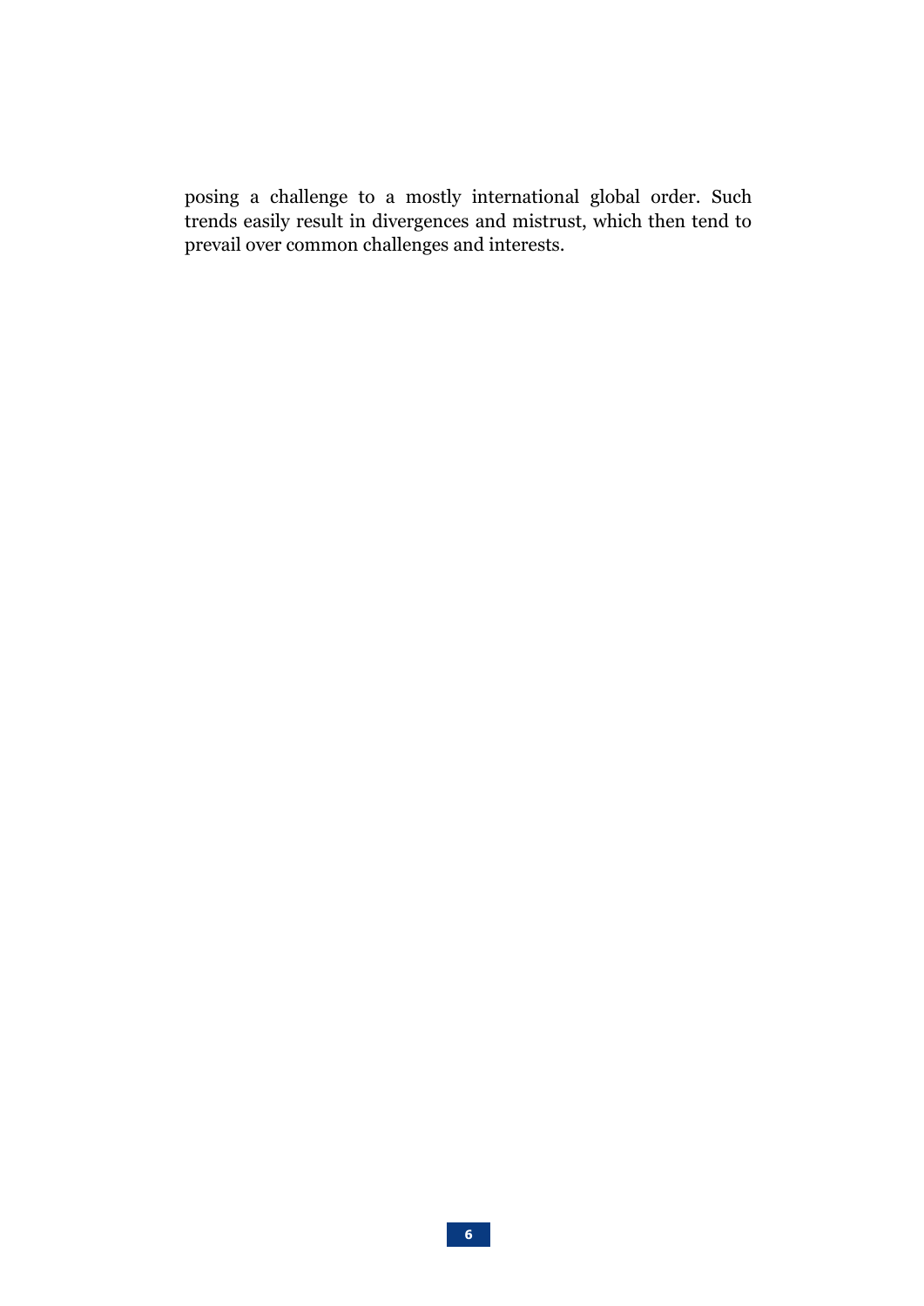posing a challenge to a mostly international global order. Such trends easily result in divergences and mistrust, which then tend to prevail over common challenges and interests.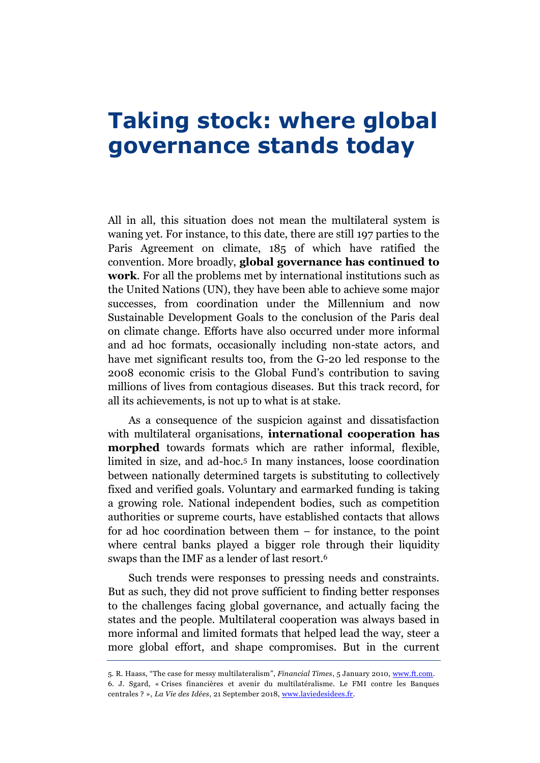# Taking stock: where global governance stands today

All in all, this situation does not mean the multilateral system is waning yet. For instance, to this date, there are still 197 parties to the Paris Agreement on climate, 185 of which have ratified the convention. More broadly, **global governance has continued to work**. For all the problems met by international institutions such as the United Nations (UN), they have been able to achieve some major successes, from coordination under the Millennium and now Sustainable Development Goals to the conclusion of the Paris deal on climate change. Efforts have also occurred under more informal and ad hoc formats, occasionally including non-state actors, and have met significant results too, from the G-20 led response to the 2008 economic crisis to the Global Fund's contribution to saving millions of lives from contagious diseases. But this track record, for all its achievements, is not up to what is at stake.

As a consequence of the suspicion against and dissatisfaction with multilateral organisations, **international cooperation has morphed** towards formats which are rather informal, flexible, limited in size, and ad-hoc.[5] In many instances, loose coordination between nationally determined targets is substituting to collectively fixed and verified goals. Voluntary and earmarked funding is taking a growing role. National independent bodies, such as competition authorities or supreme courts, have established contacts that allows for ad hoc coordination between them – for instance, to the point where central banks played a bigger role through their liquidity swaps than the IMF as a lender of last resort.[6]

Such trends were responses to pressing needs and constraints. But as such, they did not prove sufficient to finding better responses to the challenges facing global governance, and actually facing the states and the people. Multilateral cooperation was always based in more informal and limited formats that helped lead the way, steer a more global effort, and shape compromises. But in the current

5. R. Haass, "The case for messy multilateralism", *Financial Times*, 5 January 2010, www.ft.com.

6. J. Sgard, « Crises financières et avenir du multilatéralisme. Le FMI contre les Banques centrales ? », *La Vie des Idées*, 21 September 2018, www.laviedesidees.fr.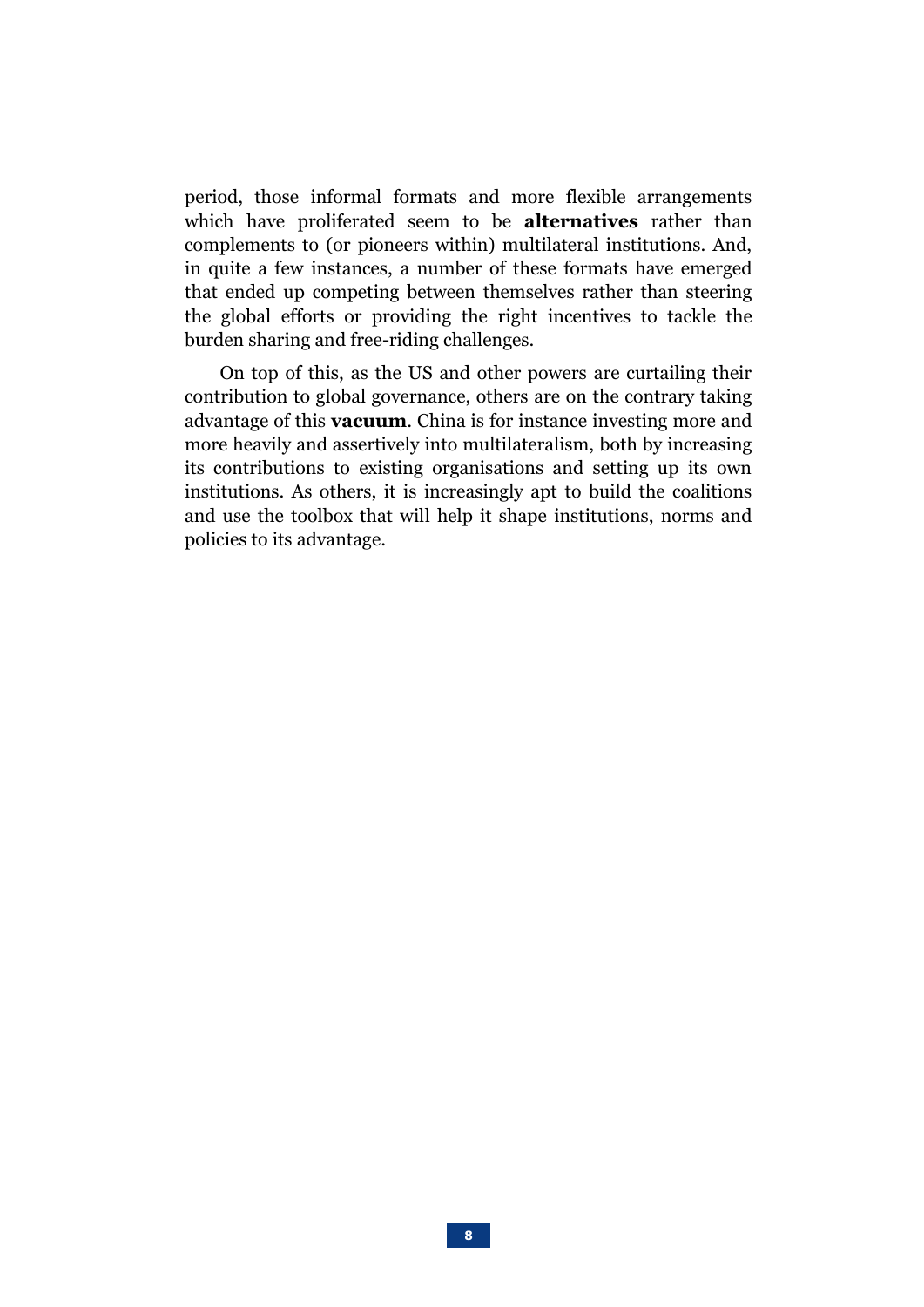period, those informal formats and more flexible arrangements which have proliferated seem to be **alternatives** rather than complements to (or pioneers within) multilateral institutions. And, in quite a few instances, a number of these formats have emerged that ended up competing between themselves rather than steering the global efforts or providing the right incentives to tackle the burden sharing and free-riding challenges.

On top of this, as the US and other powers are curtailing their contribution to global governance, others are on the contrary taking advantage of this **vacuum**. China is for instance investing more and more heavily and assertively into multilateralism, both by increasing its contributions to existing organisations and setting up its own institutions. As others, it is increasingly apt to build the coalitions and use the toolbox that will help it shape institutions, norms and policies to its advantage.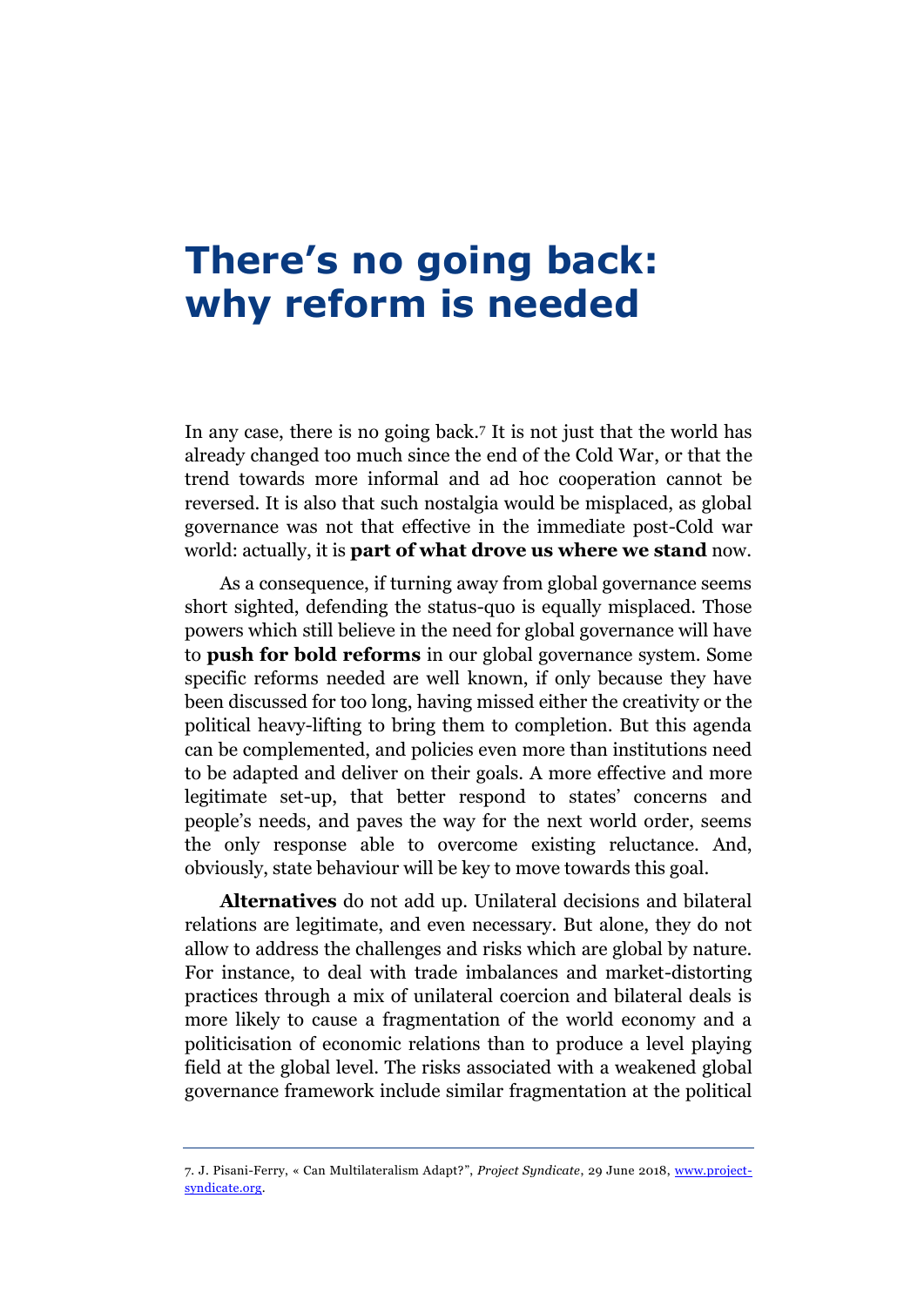# There's no going back: why reform is needed

In any case, there is no going back.[7] It is not just that the world has already changed too much since the end of the Cold War, or that the trend towards more informal and ad hoc cooperation cannot be reversed. It is also that such nostalgia would be misplaced, as global governance was not that effective in the immediate post-Cold war world: actually, it is **part of what drove us where we stand** now.

As a consequence, if turning away from global governance seems short sighted, defending the status-quo is equally misplaced. Those powers which still believe in the need for global governance will have to **push for bold reforms** in our global governance system. Some specific reforms needed are well known, if only because they have been discussed for too long, having missed either the creativity or the political heavy-lifting to bring them to completion. But this agenda can be complemented, and policies even more than institutions need to be adapted and deliver on their goals. A more effective and more legitimate set-up, that better respond to states' concerns and people's needs, and paves the way for the next world order, seems the only response able to overcome existing reluctance. And, obviously, state behaviour will be key to move towards this goal.

**Alternatives** do not add up. Unilateral decisions and bilateral relations are legitimate, and even necessary. But alone, they do not allow to address the challenges and risks which are global by nature. For instance, to deal with trade imbalances and market-distorting practices through a mix of unilateral coercion and bilateral deals is more likely to cause a fragmentation of the world economy and a politicisation of economic relations than to produce a level playing field at the global level. The risks associated with a weakened global governance framework include similar fragmentation at the political

---

7. J. Pisani-Ferry, « Can Multilateralism Adapt?", *Project Syndicate*, 29 June 2018, www.project-syndicate.org.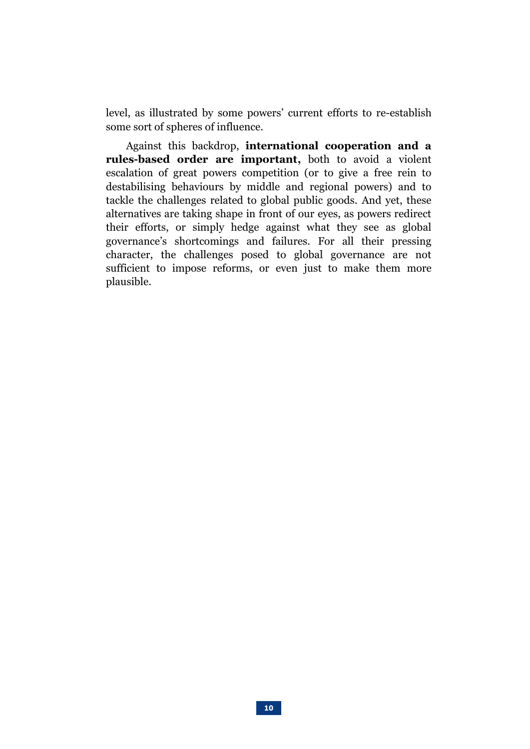level, as illustrated by some powers' current efforts to re-establish some sort of spheres of influence.

Against this backdrop, **international cooperation and a rules-based order are important,** both to avoid a violent escalation of great powers competition (or to give a free rein to destabilising behaviours by middle and regional powers) and to tackle the challenges related to global public goods. And yet, these alternatives are taking shape in front of our eyes, as powers redirect their efforts, or simply hedge against what they see as global governance's shortcomings and failures. For all their pressing character, the challenges posed to global governance are not sufficient to impose reforms, or even just to make them more plausible.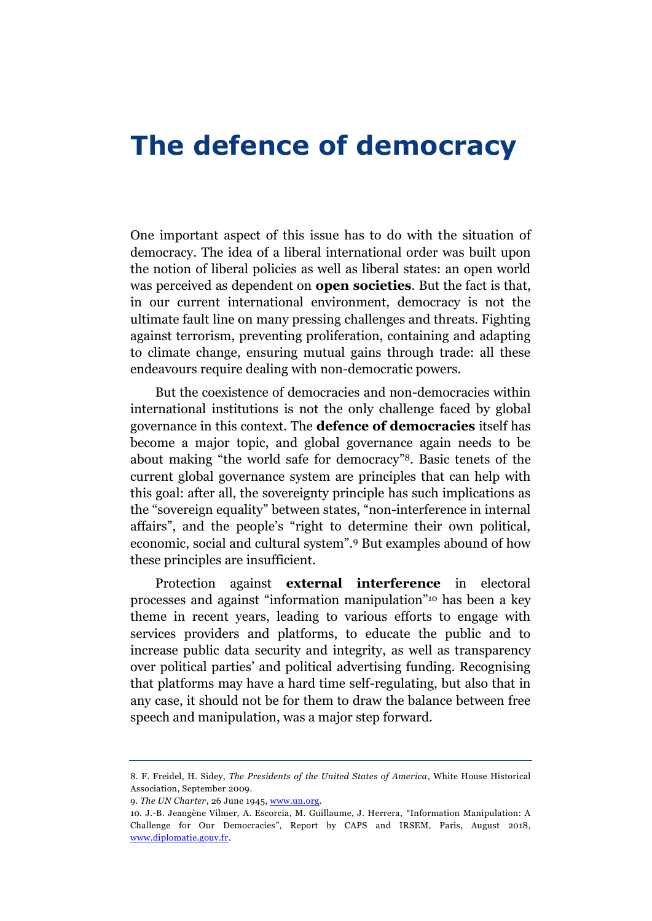# The defence of democracy

One important aspect of this issue has to do with the situation of democracy. The idea of a liberal international order was built upon the notion of liberal policies as well as liberal states: an open world was perceived as dependent on **open societies**. But the fact is that, in our current international environment, democracy is not the ultimate fault line on many pressing challenges and threats. Fighting against terrorism, preventing proliferation, containing and adapting to climate change, ensuring mutual gains through trade: all these endeavours require dealing with non-democratic powers.

But the coexistence of democracies and non-democracies within international institutions is not the only challenge faced by global governance in this context. The **defence of democracies** itself has become a major topic, and global governance again needs to be about making "the world safe for democracy"[8]. Basic tenets of the current global governance system are principles that can help with this goal: after all, the sovereignty principle has such implications as the "sovereign equality" between states, "non-interference in internal affairs", and the people's "right to determine their own political, economic, social and cultural system".[9] But examples abound of how these principles are insufficient.

Protection against **external interference** in electoral processes and against "information manipulation"[10] has been a key theme in recent years, leading to various efforts to engage with services providers and platforms, to educate the public and to increase public data security and integrity, as well as transparency over political parties' and political advertising funding. Recognising that platforms may have a hard time self-regulating, but also that in any case, it should not be for them to draw the balance between free speech and manipulation, was a major step forward.

---

8. F. Freidel, H. Sidey, *The Presidents of the United States of America*, White House Historical Association, September 2009.

9. *The UN Charter*, 26 June 1945, www.un.org.

10. J.-B. Jeangène Vilmer, A. Escorcia, M. Guillaume, J. Herrera, "Information Manipulation: A Challenge for Our Democracies", Report by CAPS and IRSEM, Paris, August 2018, www.diplomatie.gouv.fr.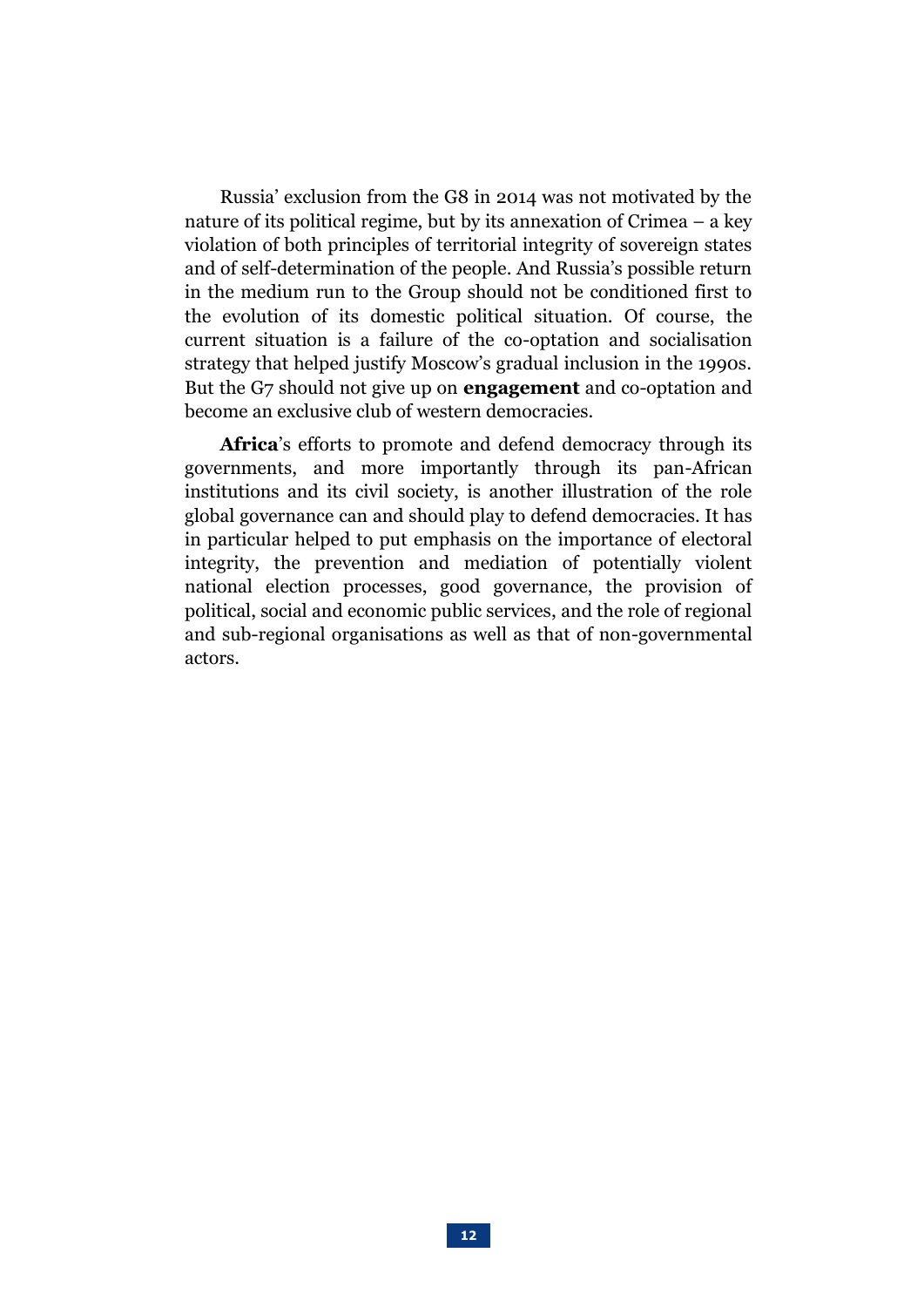Russia' exclusion from the G8 in 2014 was not motivated by the nature of its political regime, but by its annexation of Crimea – a key violation of both principles of territorial integrity of sovereign states and of self-determination of the people. And Russia's possible return in the medium run to the Group should not be conditioned first to the evolution of its domestic political situation. Of course, the current situation is a failure of the co-optation and socialisation strategy that helped justify Moscow's gradual inclusion in the 1990s. But the G7 should not give up on **engagement** and co-optation and become an exclusive club of western democracies.

**Africa**'s efforts to promote and defend democracy through its governments, and more importantly through its pan-African institutions and its civil society, is another illustration of the role global governance can and should play to defend democracies. It has in particular helped to put emphasis on the importance of electoral integrity, the prevention and mediation of potentially violent national election processes, good governance, the provision of political, social and economic public services, and the role of regional and sub-regional organisations as well as that of non-governmental actors.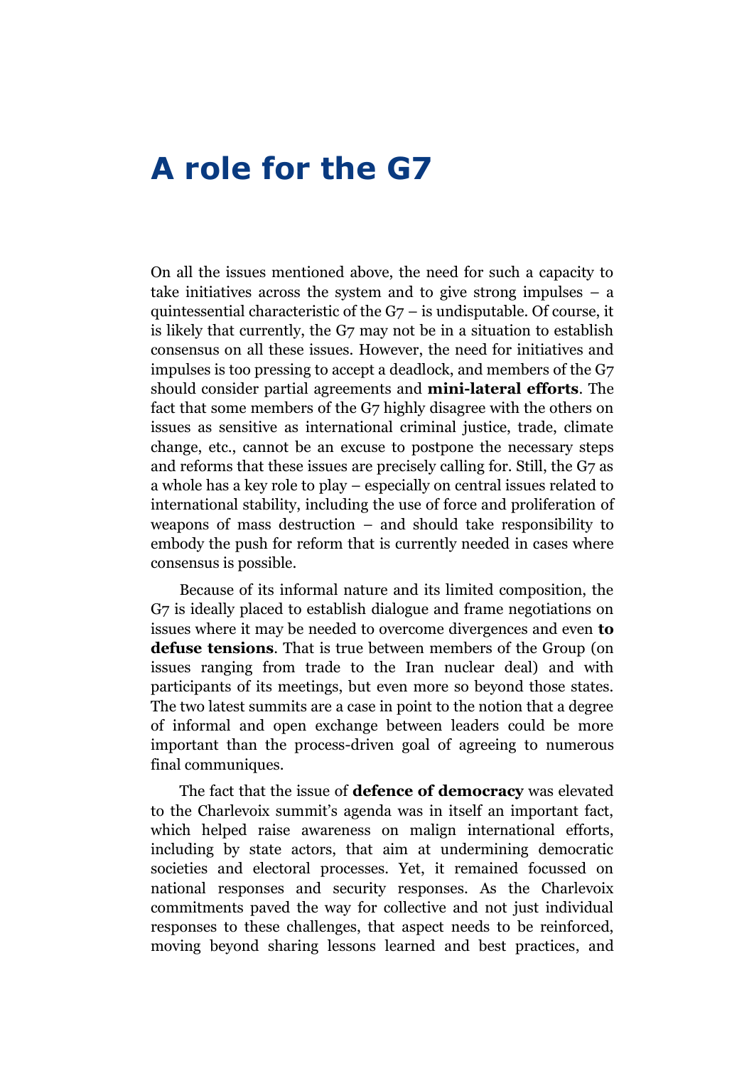# A role for the G7

On all the issues mentioned above, the need for such a capacity to take initiatives across the system and to give strong impulses – a quintessential characteristic of the G7 – is undisputable. Of course, it is likely that currently, the G7 may not be in a situation to establish consensus on all these issues. However, the need for initiatives and impulses is too pressing to accept a deadlock, and members of the G7 should consider partial agreements and **mini-lateral efforts**. The fact that some members of the G7 highly disagree with the others on issues as sensitive as international criminal justice, trade, climate change, etc., cannot be an excuse to postpone the necessary steps and reforms that these issues are precisely calling for. Still, the G7 as a whole has a key role to play – especially on central issues related to international stability, including the use of force and proliferation of weapons of mass destruction – and should take responsibility to embody the push for reform that is currently needed in cases where consensus is possible.

Because of its informal nature and its limited composition, the G7 is ideally placed to establish dialogue and frame negotiations on issues where it may be needed to overcome divergences and even **to defuse tensions**. That is true between members of the Group (on issues ranging from trade to the Iran nuclear deal) and with participants of its meetings, but even more so beyond those states. The two latest summits are a case in point to the notion that a degree of informal and open exchange between leaders could be more important than the process-driven goal of agreeing to numerous final communiques.

The fact that the issue of **defence of democracy** was elevated to the Charlevoix summit's agenda was in itself an important fact, which helped raise awareness on malign international efforts, including by state actors, that aim at undermining democratic societies and electoral processes. Yet, it remained focussed on national responses and security responses. As the Charlevoix commitments paved the way for collective and not just individual responses to these challenges, that aspect needs to be reinforced, moving beyond sharing lessons learned and best practices, and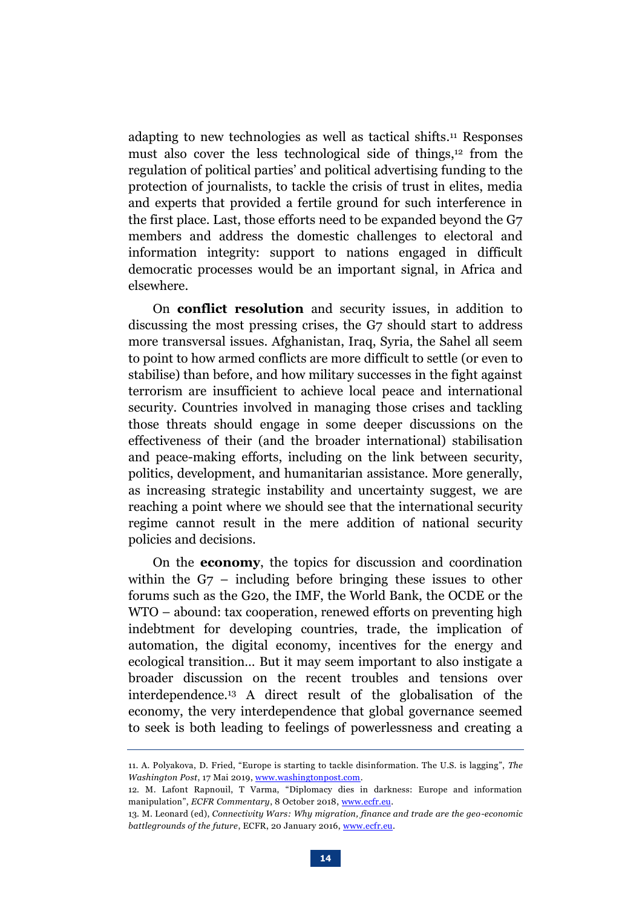adapting to new technologies as well as tactical shifts.[11] Responses must also cover the less technological side of things,[12] from the regulation of political parties' and political advertising funding to the protection of journalists, to tackle the crisis of trust in elites, media and experts that provided a fertile ground for such interference in the first place. Last, those efforts need to be expanded beyond the G7 members and address the domestic challenges to electoral and information integrity: support to nations engaged in difficult democratic processes would be an important signal, in Africa and elsewhere.

On **conflict resolution** and security issues, in addition to discussing the most pressing crises, the G7 should start to address more transversal issues. Afghanistan, Iraq, Syria, the Sahel all seem to point to how armed conflicts are more difficult to settle (or even to stabilise) than before, and how military successes in the fight against terrorism are insufficient to achieve local peace and international security. Countries involved in managing those crises and tackling those threats should engage in some deeper discussions on the effectiveness of their (and the broader international) stabilisation and peace-making efforts, including on the link between security, politics, development, and humanitarian assistance. More generally, as increasing strategic instability and uncertainty suggest, we are reaching a point where we should see that the international security regime cannot result in the mere addition of national security policies and decisions.

On the **economy**, the topics for discussion and coordination within the G7 – including before bringing these issues to other forums such as the G20, the IMF, the World Bank, the OCDE or the WTO – abound: tax cooperation, renewed efforts on preventing high indebtment for developing countries, trade, the implication of automation, the digital economy, incentives for the energy and ecological transition… But it may seem important to also instigate a broader discussion on the recent troubles and tensions over interdependence.[13] A direct result of the globalisation of the economy, the very interdependence that global governance seemed to seek is both leading to feelings of powerlessness and creating a

---

11. A. Polyakova, D. Fried, "Europe is starting to tackle disinformation. The U.S. is lagging", *The Washington Post*, 17 Mai 2019, www.washingtonpost.com.

12. M. Lafont Rapnouil, T Varma, "Diplomacy dies in darkness: Europe and information manipulation", *ECFR Commentary*, 8 October 2018, www.ecfr.eu.

13. M. Leonard (ed), *Connectivity Wars: Why migration, finance and trade are the geo-economic battlegrounds of the future*, ECFR, 20 January 2016, www.ecfr.eu.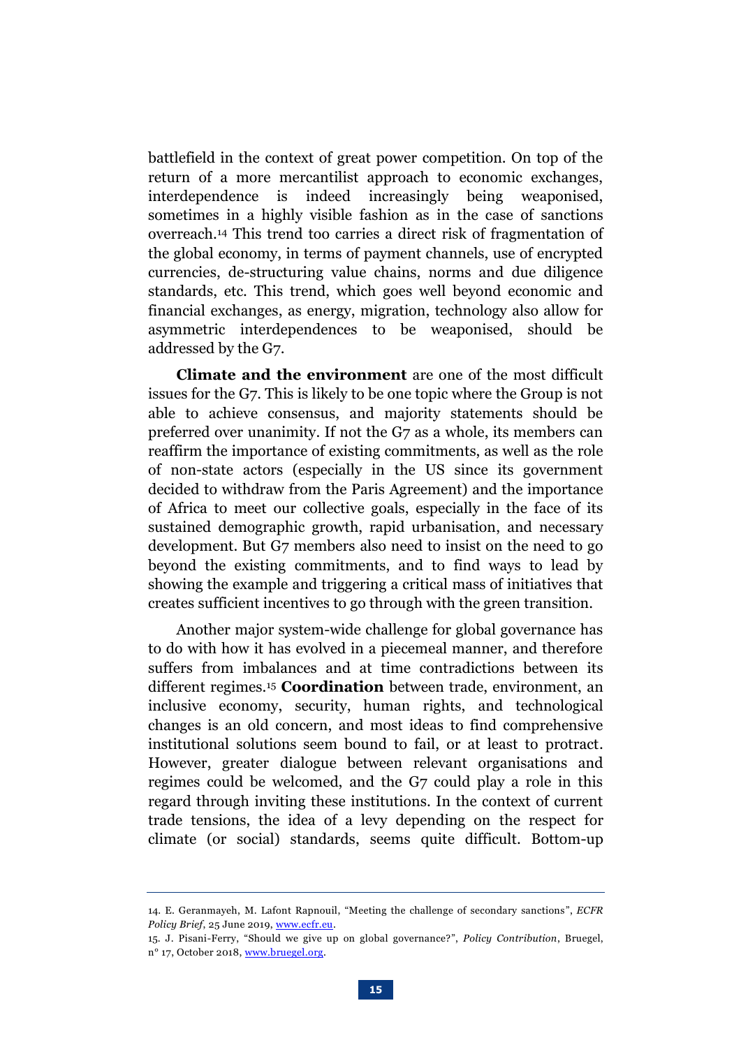battlefield in the context of great power competition. On top of the return of a more mercantilist approach to economic exchanges, interdependence is indeed increasingly being weaponised, sometimes in a highly visible fashion as in the case of sanctions overreach.[14] This trend too carries a direct risk of fragmentation of the global economy, in terms of payment channels, use of encrypted currencies, de-structuring value chains, norms and due diligence standards, etc. This trend, which goes well beyond economic and financial exchanges, as energy, migration, technology also allow for asymmetric interdependences to be weaponised, should be addressed by the G7.

**Climate and the environment** are one of the most difficult issues for the G7. This is likely to be one topic where the Group is not able to achieve consensus, and majority statements should be preferred over unanimity. If not the G7 as a whole, its members can reaffirm the importance of existing commitments, as well as the role of non-state actors (especially in the US since its government decided to withdraw from the Paris Agreement) and the importance of Africa to meet our collective goals, especially in the face of its sustained demographic growth, rapid urbanisation, and necessary development. But G7 members also need to insist on the need to go beyond the existing commitments, and to find ways to lead by showing the example and triggering a critical mass of initiatives that creates sufficient incentives to go through with the green transition.

Another major system-wide challenge for global governance has to do with how it has evolved in a piecemeal manner, and therefore suffers from imbalances and at time contradictions between its different regimes.[15] **Coordination** between trade, environment, an inclusive economy, security, human rights, and technological changes is an old concern, and most ideas to find comprehensive institutional solutions seem bound to fail, or at least to protract. However, greater dialogue between relevant organisations and regimes could be welcomed, and the G7 could play a role in this regard through inviting these institutions. In the context of current trade tensions, the idea of a levy depending on the respect for climate (or social) standards, seems quite difficult. Bottom-up

---

14. E. Geranmayeh, M. Lafont Rapnouil, "Meeting the challenge of secondary sanctions", *ECFR Policy Brief*, 25 June 2019, www.ecfr.eu.

15. J. Pisani-Ferry, "Should we give up on global governance?", *Policy Contribution*, Bruegel, n° 17, October 2018, www.bruegel.org.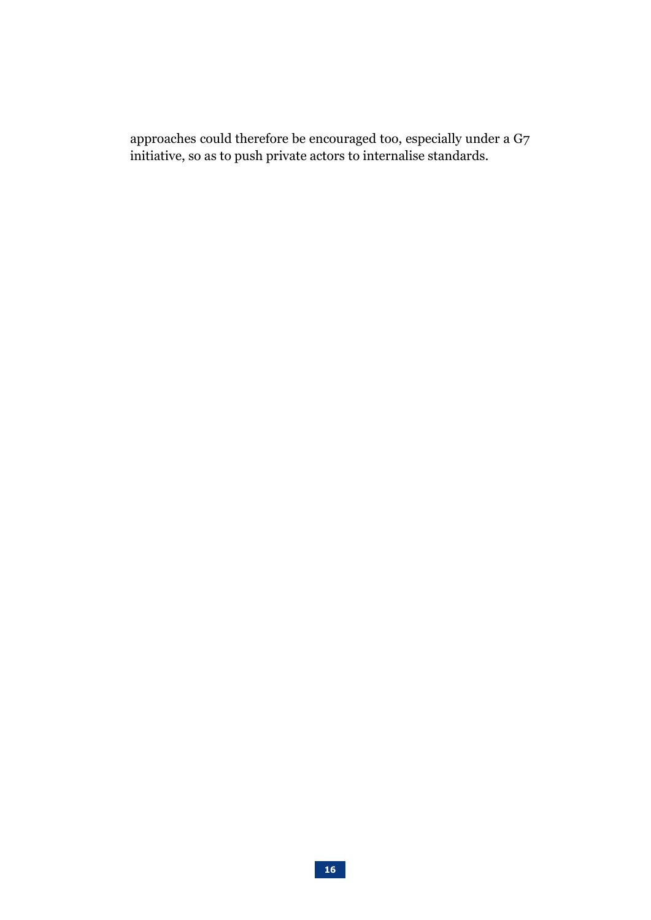approaches could therefore be encouraged too, especially under a G7 initiative, so as to push private actors to internalise standards.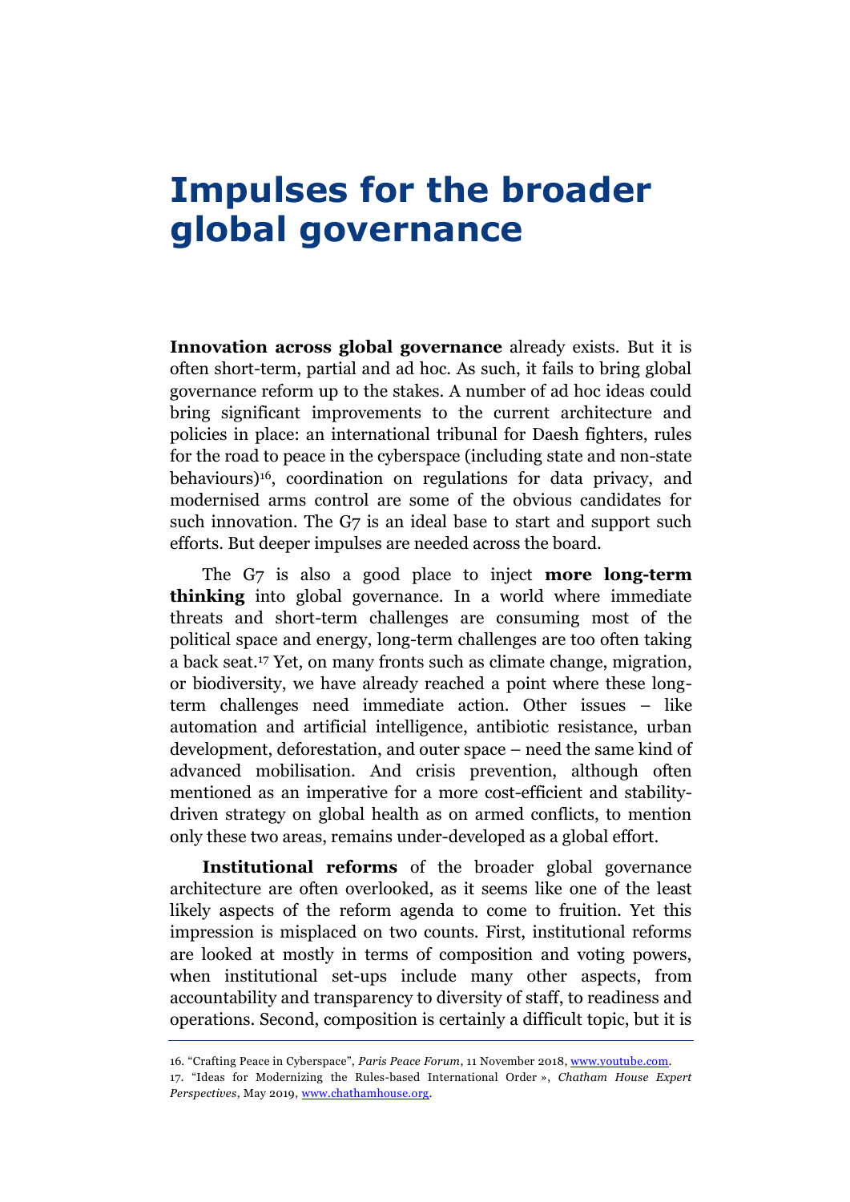# Impulses for the broader global governance

**Innovation across global governance** already exists. But it is often short-term, partial and ad hoc. As such, it fails to bring global governance reform up to the stakes. A number of ad hoc ideas could bring significant improvements to the current architecture and policies in place: an international tribunal for Daesh fighters, rules for the road to peace in the cyberspace (including state and non-state behaviours)[16], coordination on regulations for data privacy, and modernised arms control are some of the obvious candidates for such innovation. The G7 is an ideal base to start and support such efforts. But deeper impulses are needed across the board.

The G7 is also a good place to inject **more long-term thinking** into global governance. In a world where immediate threats and short-term challenges are consuming most of the political space and energy, long-term challenges are too often taking a back seat.[17] Yet, on many fronts such as climate change, migration, or biodiversity, we have already reached a point where these long-term challenges need immediate action. Other issues – like automation and artificial intelligence, antibiotic resistance, urban development, deforestation, and outer space – need the same kind of advanced mobilisation. And crisis prevention, although often mentioned as an imperative for a more cost-efficient and stability-driven strategy on global health as on armed conflicts, to mention only these two areas, remains under-developed as a global effort.

**Institutional reforms** of the broader global governance architecture are often overlooked, as it seems like one of the least likely aspects of the reform agenda to come to fruition. Yet this impression is misplaced on two counts. First, institutional reforms are looked at mostly in terms of composition and voting powers, when institutional set-ups include many other aspects, from accountability and transparency to diversity of staff, to readiness and operations. Second, composition is certainly a difficult topic, but it is

---

16. "Crafting Peace in Cyberspace", *Paris Peace Forum*, 11 November 2018, www.youtube.com.

17. "Ideas for Modernizing the Rules-based International Order », *Chatham House Expert Perspectives*, May 2019, www.chathamhouse.org.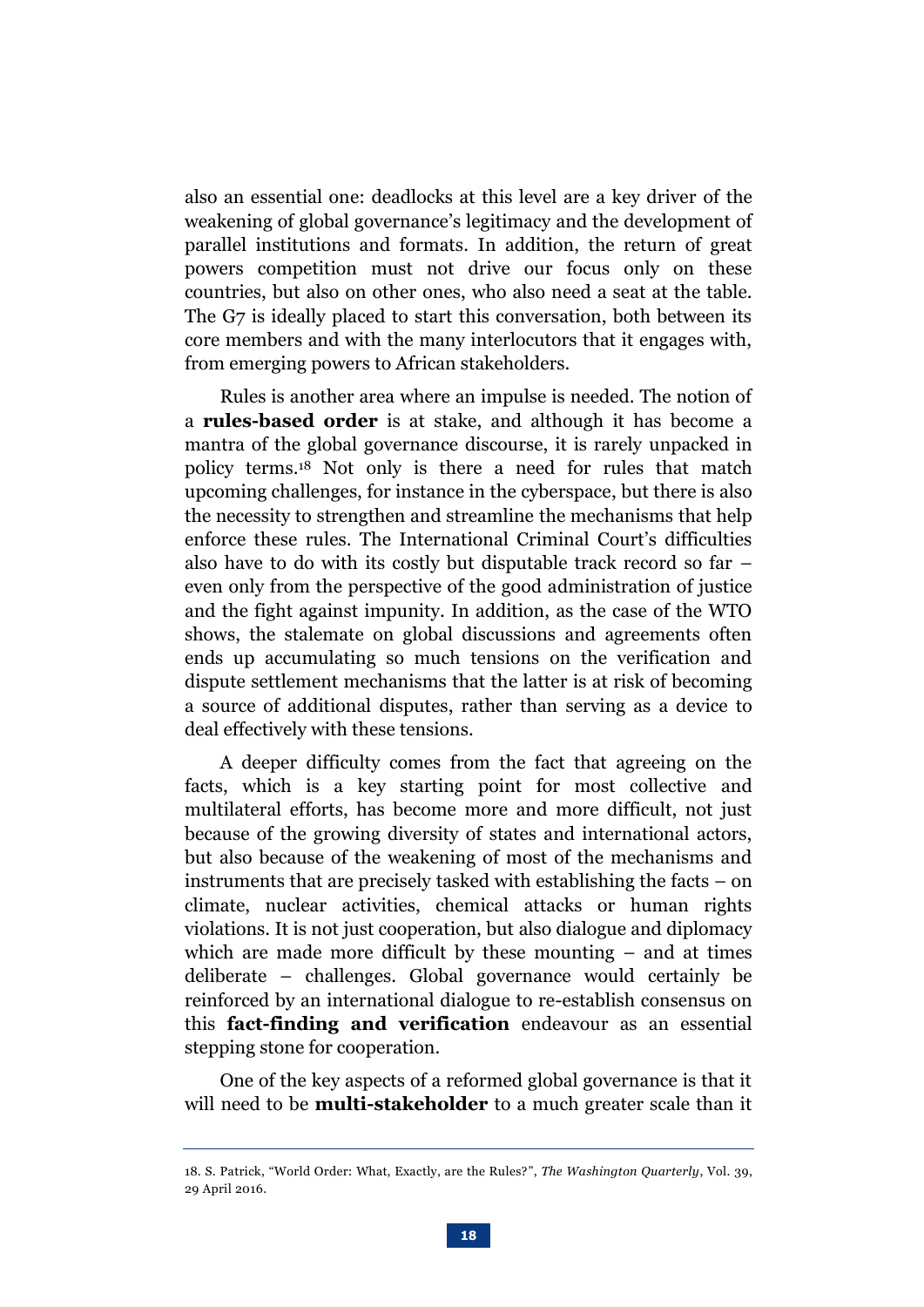also an essential one: deadlocks at this level are a key driver of the weakening of global governance's legitimacy and the development of parallel institutions and formats. In addition, the return of great powers competition must not drive our focus only on these countries, but also on other ones, who also need a seat at the table. The G7 is ideally placed to start this conversation, both between its core members and with the many interlocutors that it engages with, from emerging powers to African stakeholders.

Rules is another area where an impulse is needed. The notion of a **rules-based order** is at stake, and although it has become a mantra of the global governance discourse, it is rarely unpacked in policy terms.[18] Not only is there a need for rules that match upcoming challenges, for instance in the cyberspace, but there is also the necessity to strengthen and streamline the mechanisms that help enforce these rules. The International Criminal Court's difficulties also have to do with its costly but disputable track record so far – even only from the perspective of the good administration of justice and the fight against impunity. In addition, as the case of the WTO shows, the stalemate on global discussions and agreements often ends up accumulating so much tensions on the verification and dispute settlement mechanisms that the latter is at risk of becoming a source of additional disputes, rather than serving as a device to deal effectively with these tensions.

A deeper difficulty comes from the fact that agreeing on the facts, which is a key starting point for most collective and multilateral efforts, has become more and more difficult, not just because of the growing diversity of states and international actors, but also because of the weakening of most of the mechanisms and instruments that are precisely tasked with establishing the facts – on climate, nuclear activities, chemical attacks or human rights violations. It is not just cooperation, but also dialogue and diplomacy which are made more difficult by these mounting – and at times deliberate – challenges. Global governance would certainly be reinforced by an international dialogue to re-establish consensus on this **fact-finding and verification** endeavour as an essential stepping stone for cooperation.

One of the key aspects of a reformed global governance is that it will need to be **multi-stakeholder** to a much greater scale than it

---

18. S. Patrick, "World Order: What, Exactly, are the Rules?", *The Washington Quarterly*, Vol. 39, 29 April 2016.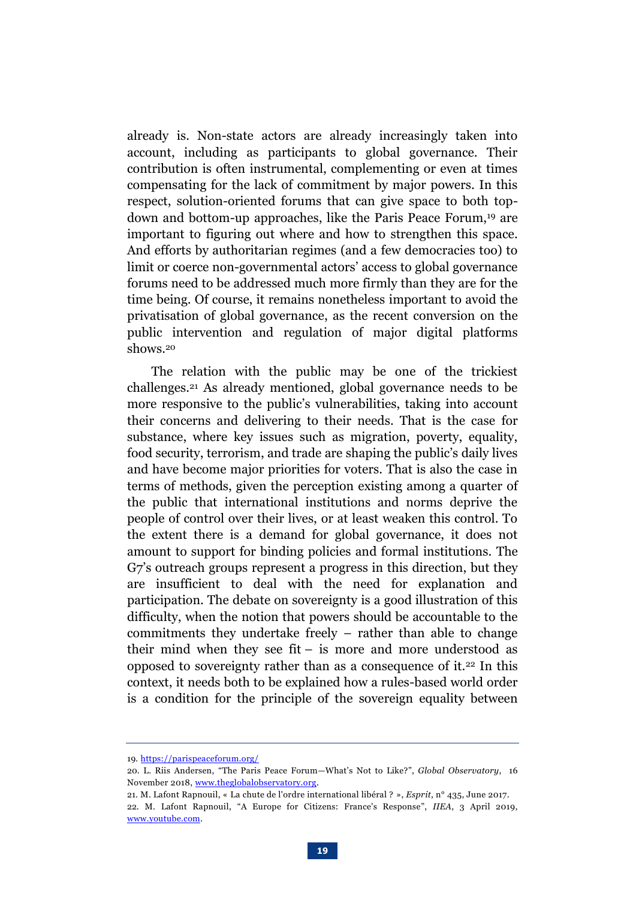already is. Non-state actors are already increasingly taken into account, including as participants to global governance. Their contribution is often instrumental, complementing or even at times compensating for the lack of commitment by major powers. In this respect, solution-oriented forums that can give space to both top-down and bottom-up approaches, like the Paris Peace Forum,[19] are important to figuring out where and how to strengthen this space. And efforts by authoritarian regimes (and a few democracies too) to limit or coerce non-governmental actors' access to global governance forums need to be addressed much more firmly than they are for the time being. Of course, it remains nonetheless important to avoid the privatisation of global governance, as the recent conversion on the public intervention and regulation of major digital platforms shows.[20]

The relation with the public may be one of the trickiest challenges.[21] As already mentioned, global governance needs to be more responsive to the public's vulnerabilities, taking into account their concerns and delivering to their needs. That is the case for substance, where key issues such as migration, poverty, equality, food security, terrorism, and trade are shaping the public's daily lives and have become major priorities for voters. That is also the case in terms of methods, given the perception existing among a quarter of the public that international institutions and norms deprive the people of control over their lives, or at least weaken this control. To the extent there is a demand for global governance, it does not amount to support for binding policies and formal institutions. The G7's outreach groups represent a progress in this direction, but they are insufficient to deal with the need for explanation and participation. The debate on sovereignty is a good illustration of this difficulty, when the notion that powers should be accountable to the commitments they undertake freely – rather than able to change their mind when they see fit – is more and more understood as opposed to sovereignty rather than as a consequence of it.[22] In this context, it needs both to be explained how a rules-based world order is a condition for the principle of the sovereign equality between

---

19. [https://parispeaceforum.org/](https://parispeaceforum.org/)

20. L. Riis Andersen, "The Paris Peace Forum—What's Not to Like?", *Global Observatory*, 16 November 2018, [www.theglobalobservatory.org](www.theglobalobservatory.org).

21. M. Lafont Rapnouil, « La chute de l'ordre international libéral ? », *Esprit*, n° 435, June 2017.

22. M. Lafont Rapnouil, "A Europe for Citizens: France's Response", *IIEA*, 3 April 2019, [www.youtube.com](www.youtube.com).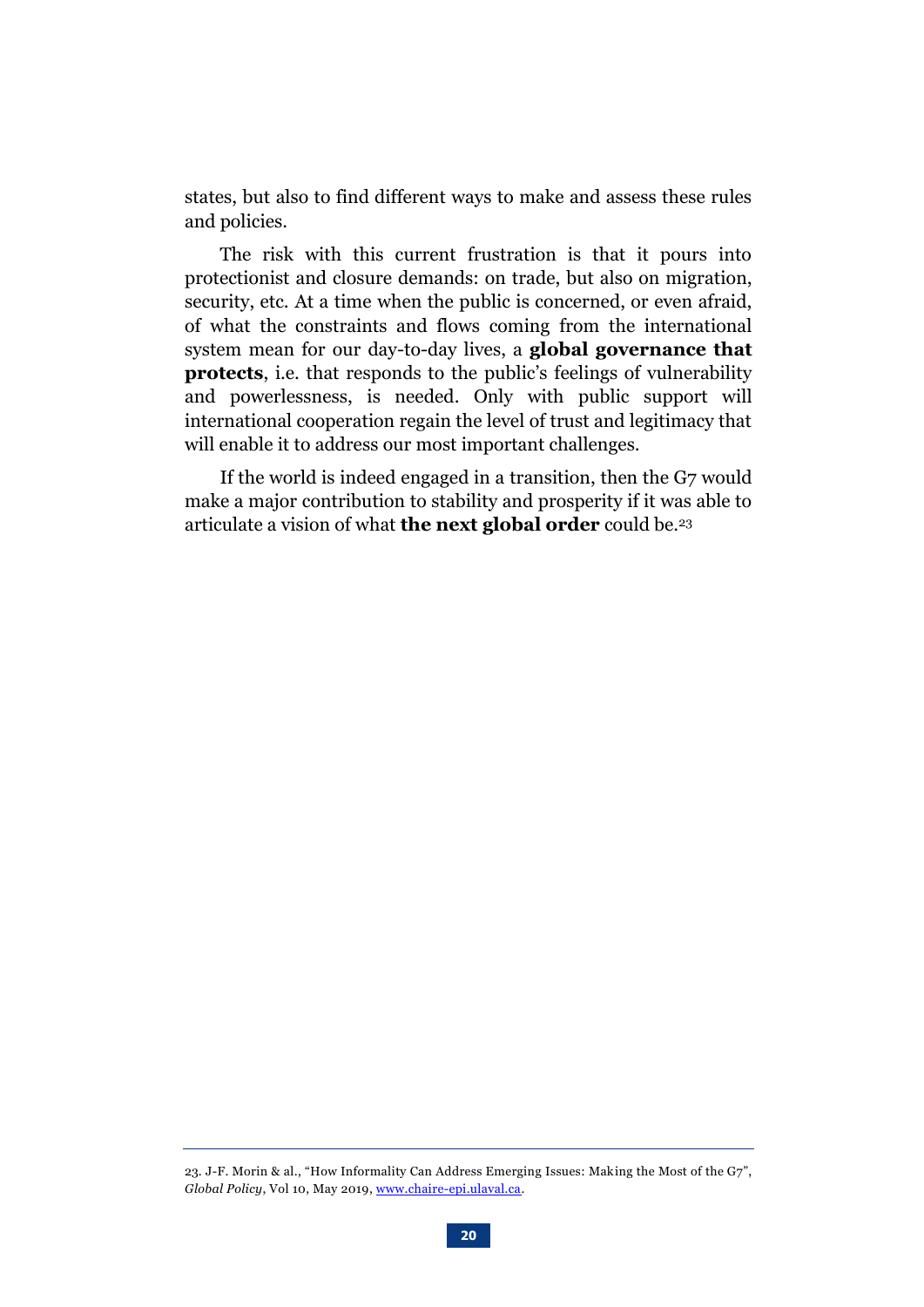states, but also to find different ways to make and assess these rules and policies.

The risk with this current frustration is that it pours into protectionist and closure demands: on trade, but also on migration, security, etc. At a time when the public is concerned, or even afraid, of what the constraints and flows coming from the international system mean for our day-to-day lives, a **global governance that protects**, i.e. that responds to the public's feelings of vulnerability and powerlessness, is needed. Only with public support will international cooperation regain the level of trust and legitimacy that will enable it to address our most important challenges.

If the world is indeed engaged in a transition, then the G7 would make a major contribution to stability and prosperity if it was able to articulate a vision of what **the next global order** could be.[23]

---

23. J-F. Morin & al., "How Informality Can Address Emerging Issues: Making the Most of the G7", *Global Policy*, Vol 10, May 2019, [www.chaire-epi.ulaval.ca](www.chaire-epi.ulaval.ca).